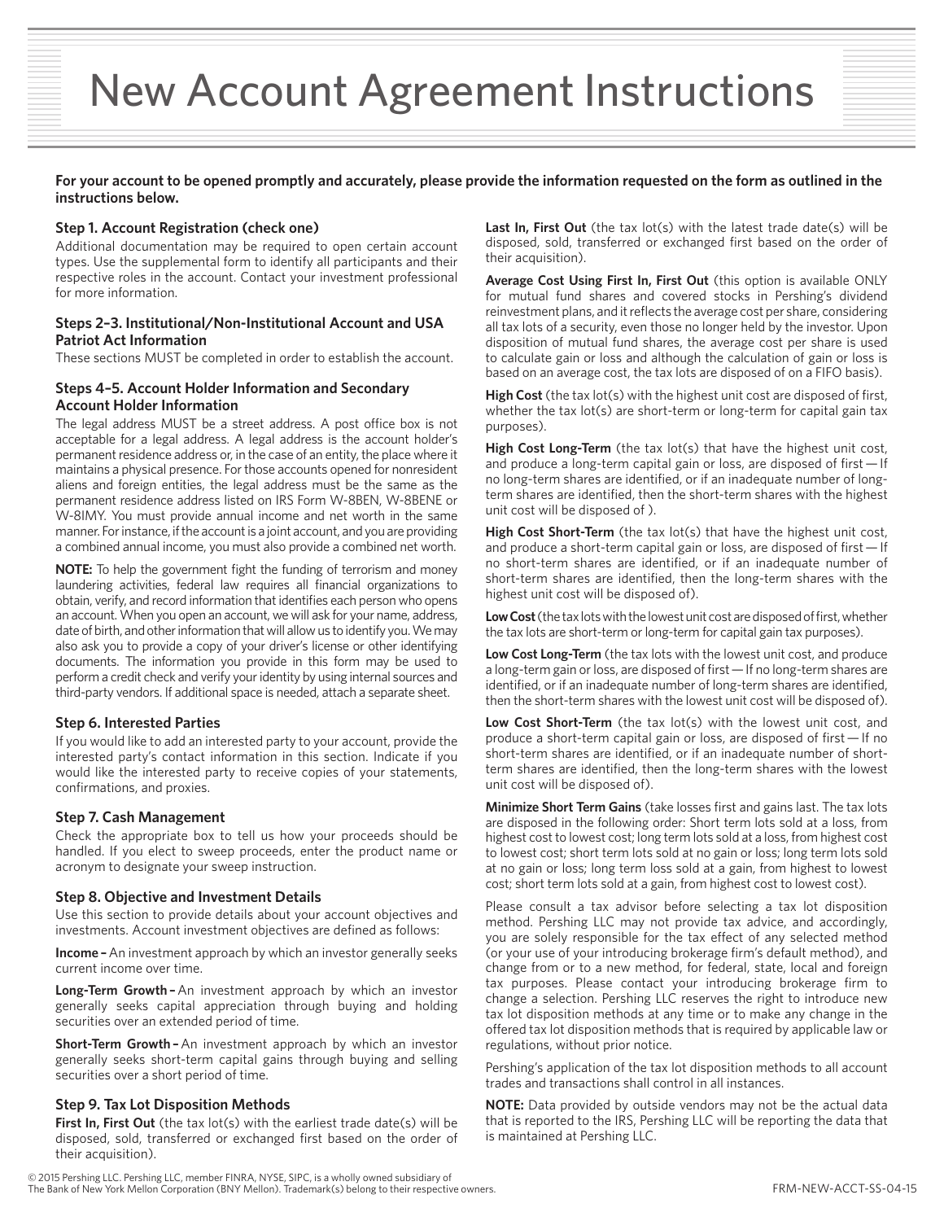# New Account Agreement Instructions

**For your account to be opened promptly and accurately, please provide the information requested on the form as outlined in the instructions below.**

### Step 1. Account Registration (check one)

Additional documentation may be required to open certain account types. Use the supplemental form to identify all participants and their respective roles in the account. Contact your investment professional for more information.

### Steps 2–3. Institutional/Non-Institutional Account and USA Patriot Act Information

These sections MUST be completed in order to establish the account.

### Steps 4–5. Account Holder Information and Secondary Account Holder Information

The legal address MUST be a street address. A post office box is not acceptable for a legal address. A legal address is the account holder's permanent residence address or, in the case of an entity, the place where it maintains a physical presence. For those accounts opened for nonresident aliens and foreign entities, the legal address must be the same as the permanent residence address listed on IRS Form W-8BEN, W-8BENE or W-8IMY. You must provide annual income and net worth in the same manner. For instance, if the account is a joint account, and you are providing a combined annual income, you must also provide a combined net worth.

**NOTE:** To help the government fight the funding of terrorism and money laundering activities, federal law requires all financial organizations to obtain, verify, and record information that identifies each person who opens an account. When you open an account, we will ask for your name, address, date of birth, and other information that will allow us to identify you. We may also ask you to provide a copy of your driver's license or other identifying documents. The information you provide in this form may be used to perform a credit check and verify your identity by using internal sources and third-party vendors. If additional space is needed, attach a separate sheet.

### Step 6. Interested Parties

If you would like to add an interested party to your account, provide the interested party's contact information in this section. Indicate if you would like the interested party to receive copies of your statements, confirmations, and proxies.

### Step 7. Cash Management

Check the appropriate box to tell us how your proceeds should be handled. If you elect to sweep proceeds, enter the product name or acronym to designate your sweep instruction.

### Step 8. Objective and Investment Details

Use this section to provide details about your account objectives and investments. Account investment objectives are defined as follows:

**Income –** An investment approach by which an investor generally seeks current income over time.

**Long-Term Growth –** An investment approach by which an investor generally seeks capital appreciation through buying and holding securities over an extended period of time.

**Short-Term Growth –** An investment approach by which an investor generally seeks short-term capital gains through buying and selling securities over a short period of time.

### Step 9. Tax Lot Disposition Methods

**First In, First Out** (the tax lot(s) with the earliest trade date(s) will be disposed, sold, transferred or exchanged first based on the order of their acquisition).

**Last In, First Out** (the tax lot(s) with the latest trade date(s) will be disposed, sold, transferred or exchanged first based on the order of their acquisition).

**Average Cost Using First In, First Out** (this option is available ONLY for mutual fund shares and covered stocks in Pershing's dividend reinvestment plans, and it reflects the average cost per share, considering all tax lots of a security, even those no longer held by the investor. Upon disposition of mutual fund shares, the average cost per share is used to calculate gain or loss and although the calculation of gain or loss is based on an average cost, the tax lots are disposed of on a FIFO basis).

**High Cost** (the tax lot(s) with the highest unit cost are disposed of first, whether the tax lot(s) are short-term or long-term for capital gain tax purposes).

**High Cost Long-Term** (the tax lot(s) that have the highest unit cost, and produce a long-term capital gain or loss, are disposed of first — If no long-term shares are identified, or if an inadequate number of long-term shares are identified, then the short-term shares with the highest unit cost will be disposed of ).

**High Cost Short-Term** (the tax lot(s) that have the highest unit cost, and produce a short-term capital gain or loss, are disposed of first — If no short-term shares are identified, or if an inadequate number of short-term shares are identified, then the long-term shares with the highest unit cost will be disposed of).

**Low Cost** (the tax lots with the lowest unit cost are disposed of first, whether the tax lots are short-term or long-term for capital gain tax purposes).

**Low Cost Long-Term** (the tax lots with the lowest unit cost, and produce a long-term gain or loss, are disposed of first — If no long-term shares are identified, or if an inadequate number of long-term shares are identified, then the short-term shares with the lowest unit cost will be disposed of).

**Low Cost Short-Term** (the tax lot(s) with the lowest unit cost, and produce a short-term capital gain or loss, are disposed of first — If no short-term shares are identified, or if an inadequate number of short-term shares are identified, then the long-term shares with the lowest unit cost will be disposed of).

**Minimize Short Term Gains** (take losses first and gains last. The tax lots are disposed in the following order: Short term lots sold at a loss, from highest cost to lowest cost; long term lots sold at a loss, from highest cost to lowest cost; short term lots sold at no gain or loss; long term lots sold at no gain or loss; long term loss sold at a gain, from highest to lowest cost; short term lots sold at a gain, from highest cost to lowest cost).

Please consult a tax advisor before selecting a tax lot disposition method. Pershing LLC may not provide tax advice, and accordingly, you are solely responsible for the tax effect of any selected method (or your use of your introducing brokerage firm's default method), and change from or to a new method, for federal, state, local and foreign tax purposes. Please contact your introducing brokerage firm to change a selection. Pershing LLC reserves the right to introduce new tax lot disposition methods at any time or to make any change in the offered tax lot disposition methods that is required by applicable law or regulations, without prior notice.

Pershing's application of the tax lot disposition methods to all account trades and transactions shall control in all instances.

**NOTE:** Data provided by outside vendors may not be the actual data that is reported to the IRS, Pershing LLC will be reporting the data that is maintained at Pershing LLC.

© 2015 Pershing LLC. Pershing LLC, member FINRA, NYSE, SIPC, is a wholly owned subsidiary of The Bank of New York Mellon Corporation (BNY Mellon). Trademark(s) belong to their respective owners.

FRM-NEW-ACCT-SS-04-15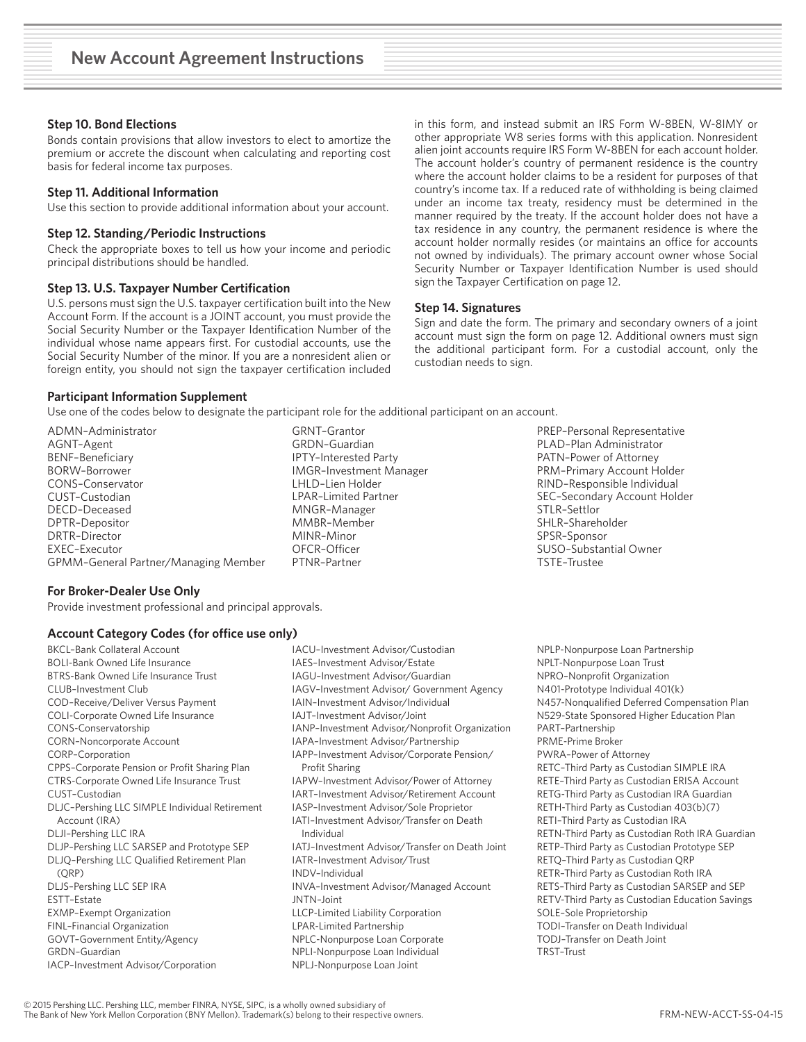# New Account Agreement Instructions

### Step 10. Bond Elections

Bonds contain provisions that allow investors to elect to amortize the premium or accrete the discount when calculating and reporting cost basis for federal income tax purposes.

### Step 11. Additional Information

Use this section to provide additional information about your account.

### Step 12. Standing/Periodic Instructions

Check the appropriate boxes to tell us how your income and periodic principal distributions should be handled.

### Step 13. U.S. Taxpayer Number Certification

U.S. persons must sign the U.S. taxpayer certification built into the New Account Form. If the account is a JOINT account, you must provide the Social Security Number or the Taxpayer Identification Number of the individual whose name appears first. For custodial accounts, use the Social Security Number of the minor. If you are a nonresident alien or foreign entity, you should not sign the taxpayer certification included in this form, and instead submit an IRS Form W-8BEN, W-8IMY or other appropriate W8 series forms with this application. Nonresident alien joint accounts require IRS Form W-8BEN for each account holder. The account holder's country of permanent residence is the country where the account holder claims to be a resident for purposes of that country's income tax. If a reduced rate of withholding is being claimed under an income tax treaty, residency must be determined in the manner required by the treaty. If the account holder does not have a tax residence in any country, the permanent residence is where the account holder normally resides (or maintains an office for accounts not owned by individuals). The primary account owner whose Social Security Number or Taxpayer Identification Number is used should sign the Taxpayer Certification on page 12.

### Step 14. Signatures

Sign and date the form. The primary and secondary owners of a joint account must sign the form on page 12. Additional owners must sign the additional participant form. For a custodial account, only the custodian needs to sign.

### Participant Information Supplement

Use one of the codes below to designate the participant role for the additional participant on an account.

ADMN–Administrator
AGNT–Agent
BENF–Beneficiary
BORW–Borrower
CONS–Conservator
CUST–Custodian
DECD–Deceased
DPTR–Depositor
DRTR–Director
EXEC–Executor
GPMM–General Partner/Managing Member
GRNT–Grantor
GRDN–Guardian
IPTY–Interested Party
IMGR–Investment Manager
LHLD–Lien Holder
LPAR–Limited Partner
MNGR–Manager
MMBR–Member
MINR–Minor
OFCR–Officer
PTNR–Partner
PREP–Personal Representative
PLAD–Plan Administrator
PATN–Power of Attorney
PRM–Primary Account Holder
RIND–Responsible Individual
SEC–Secondary Account Holder
STLR–Settlor
SHLR–Shareholder
SPSR–Sponsor
SUSO–Substantial Owner
TSTE–Trustee

### For Broker-Dealer Use Only

Provide investment professional and principal approvals.

### Account Category Codes (for office use only)

BKCL–Bank Collateral Account
BOLI–Bank Owned Life Insurance
BTRS–Bank Owned Life Insurance Trust
CLUB–Investment Club
COD–Receive/Deliver Versus Payment
COLI–Corporate Owned Life Insurance
CONS–Conservatorship
CORN–Noncorporate Account
CORP–Corporation
CPPS–Corporate Pension or Profit Sharing Plan
CTRS–Corporate Owned Life Insurance Trust
CUST–Custodian
DLJC–Pershing LLC SIMPLE Individual Retirement Account (IRA)
DLJI–Pershing LLC IRA
DLJP–Pershing LLC SARSEP and Prototype SEP
DLJQ–Pershing LLC Qualified Retirement Plan (QRP)
DLJS–Pershing LLC SEP IRA
ESTT–Estate
EXMP–Exempt Organization
FINL–Financial Organization
GOVT–Government Entity/Agency
GRDN–Guardian
IACP–Investment Advisor/Corporation
IACU–Investment Advisor/Custodian
IAES–Investment Advisor/Estate
IAGU–Investment Advisor/Guardian
IAGV–Investment Advisor/ Government Agency
IAIN–Investment Advisor/Individual
IAJT–Investment Advisor/Joint
IANP–Investment Advisor/Nonprofit Organization
IAPA–Investment Advisor/Partnership
IAPP–Investment Advisor/Corporate Pension/ Profit Sharing
IAPW–Investment Advisor/Power of Attorney
IART–Investment Advisor/Retirement Account
IASP–Investment Advisor/Sole Proprietor
IATI–Investment Advisor/Transfer on Death Individual
IATJ–Investment Advisor/Transfer on Death Joint
IATR–Investment Advisor/Trust
INDV–Individual
INVA–Investment Advisor/Managed Account
JNTN–Joint
LLCP–Limited Liability Corporation
LPAR–Limited Partnership
NPLC–Nonpurpose Loan Corporate
NPLI–Nonpurpose Loan Individual
NPLJ–Nonpurpose Loan Joint
NPLP–Nonpurpose Loan Partnership
NPLT–Nonpurpose Loan Trust
NPRO–Nonprofit Organization
N401–Prototype Individual 401(k)
N457–Nonqualified Deferred Compensation Plan
N529–State Sponsored Higher Education Plan
PART–Partnership
PRME–Prime Broker
PWRA–Power of Attorney
RETC–Third Party as Custodian SIMPLE IRA
RETE–Third Party as Custodian ERISA Account
RETG–Third Party as Custodian IRA Guardian
RETH–Third Party as Custodian 403(b)(7)
RETI–Third Party as Custodian IRA
RETN–Third Party as Custodian Roth IRA Guardian
RETP–Third Party as Custodian Prototype SEP
RETQ–Third Party as Custodian QRP
RETR–Third Party as Custodian Roth IRA
RETS–Third Party as Custodian SARSEP and SEP
RETV–Third Party as Custodian Education Savings
SOLE–Sole Proprietorship
TODI–Transfer on Death Individual
TODJ–Transfer on Death Joint
TRST–Trust

© 2015 Pershing LLC. Pershing LLC, member FINRA, NYSE, SIPC, is a wholly owned subsidiary of The Bank of New York Mellon Corporation (BNY Mellon). Trademark(s) belong to their respective owners.

FRM-NEW-ACCT-SS-04-15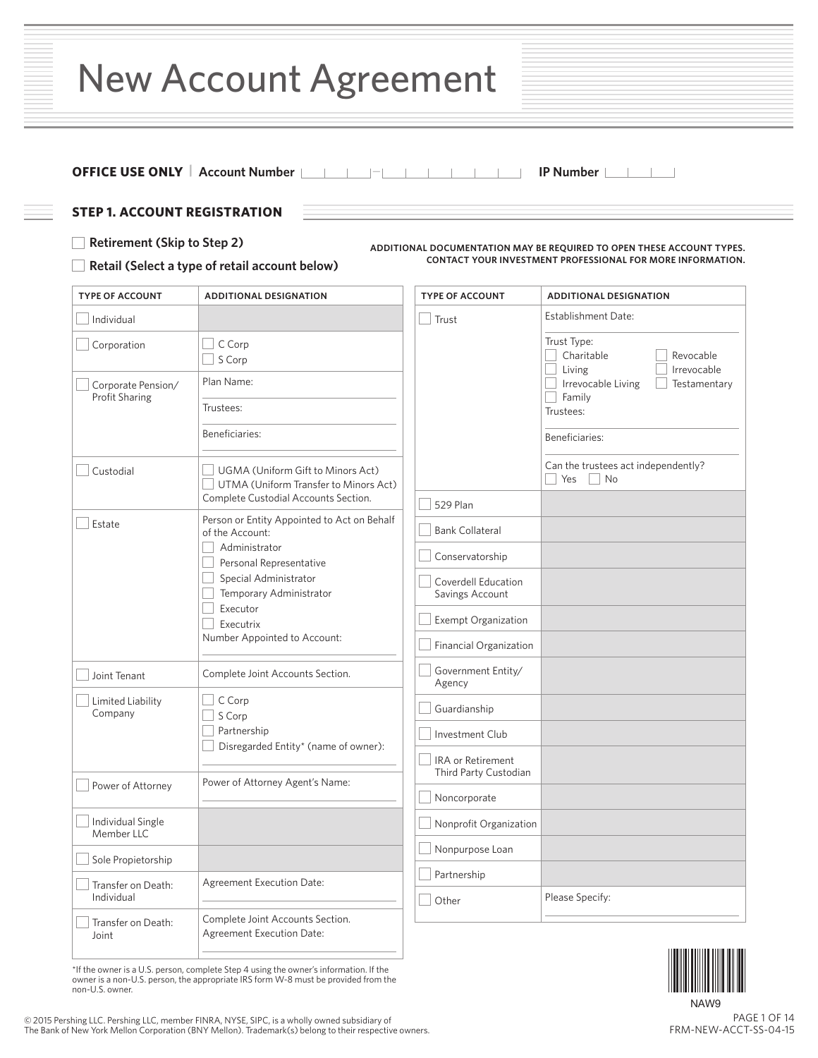# New Account Agreement

**OFFICE USE ONLY** | **Account Number** ___ – ______ **IP Number** ____

## STEP 1. ACCOUNT REGISTRATION

☐ **Retirement (Skip to Step 2)**

☐ **Retail (Select a type of retail account below)**

**ADDITIONAL DOCUMENTATION MAY BE REQUIRED TO OPEN THESE ACCOUNT TYPES. CONTACT YOUR INVESTMENT PROFESSIONAL FOR MORE INFORMATION.**

| TYPE OF ACCOUNT | ADDITIONAL DESIGNATION |
|---|---|
| ☐ Individual | |
| ☐ Corporation | ☐ C Corp<br>☐ S Corp |
| ☐ Corporate Pension/ Profit Sharing | Plan Name:<br>Trustees:<br>Beneficiaries: |
| ☐ Custodial | ☐ UGMA (Uniform Gift to Minors Act)<br>☐ UTMA (Uniform Transfer to Minors Act)<br>Complete Custodial Accounts Section. |
| ☐ Estate | Person or Entity Appointed to Act on Behalf of the Account:<br>☐ Administrator<br>☐ Personal Representative<br>☐ Special Administrator<br>☐ Temporary Administrator<br>☐ Executor<br>☐ Executrix<br>Number Appointed to Account: |
| ☐ Joint Tenant | Complete Joint Accounts Section. |
| ☐ Limited Liability Company | ☐ C Corp<br>☐ S Corp<br>☐ Partnership<br>☐ Disregarded Entity* (name of owner): |
| ☐ Power of Attorney | Power of Attorney Agent's Name: |
| ☐ Individual Single Member LLC | |
| ☐ Sole Propietorship | |
| ☐ Transfer on Death: Individual | Agreement Execution Date: |
| ☐ Transfer on Death: Joint | Complete Joint Accounts Section.<br>Agreement Execution Date: |

*If the owner is a U.S. person, complete Step 4 using the owner's information. If the owner is a non-U.S. person, the appropriate IRS form W-8 must be provided from the non-U.S. owner.

| TYPE OF ACCOUNT | ADDITIONAL DESIGNATION |
|---|---|
| ☐ Trust | Establishment Date:<br>Trust Type:<br>☐ Charitable ☐ Revocable<br>☐ Living ☐ Irrevocable<br>☐ Irrevocable Living ☐ Testamentary<br>☐ Family<br>Trustees:<br>Beneficiaries:<br>Can the trustees act independently?<br>☐ Yes ☐ No |
| ☐ 529 Plan | |
| ☐ Bank Collateral | |
| ☐ Conservatorship | |
| ☐ Coverdell Education Savings Account | |
| ☐ Exempt Organization | |
| ☐ Financial Organization | |
| ☐ Government Entity/ Agency | |
| ☐ Guardianship | |
| ☐ Investment Club | |
| ☐ IRA or Retirement Third Party Custodian | |
| ☐ Noncorporate | |
| ☐ Nonprofit Organization | |
| ☐ Nonpurpose Loan | |
| ☐ Partnership | |
| ☐ Other | Please Specify: |

NAW9

© 2015 Pershing LLC. Pershing LLC, member FINRA, NYSE, SIPC, is a wholly owned subsidiary of The Bank of New York Mellon Corporation (BNY Mellon). Trademark(s) belong to their respective owners.

FRM-NEW-ACCT-SS-04-15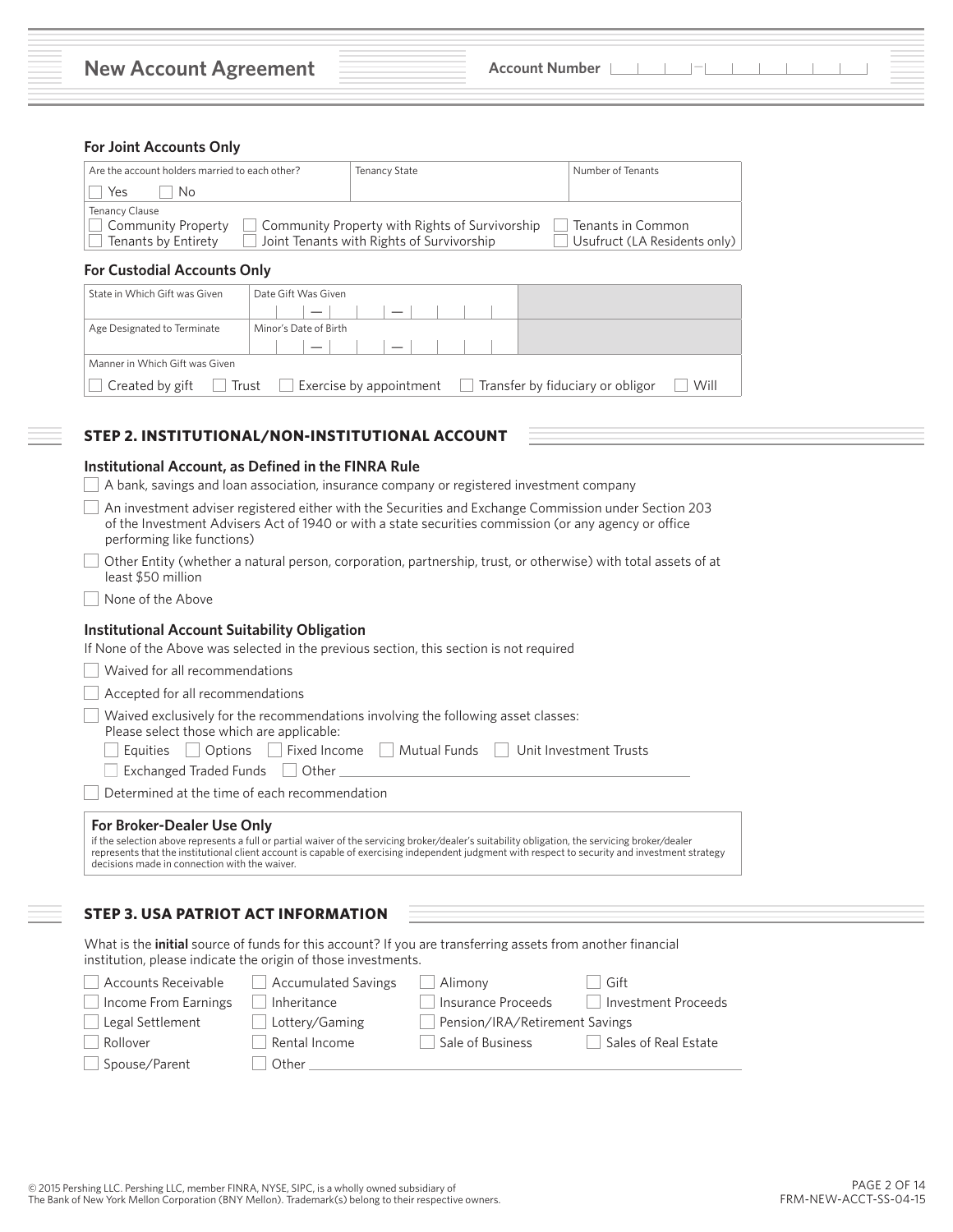# New Account Agreement

Account Number

### For Joint Accounts Only

| Are the account holders married to each other? | Tenancy State | Number of Tenants |
|---|---|---|
| ☐ Yes ☐ No | | |

Tenancy Clause

☐ Community Property ☐ Community Property with Rights of Survivorship ☐ Tenants in Common
☐ Tenants by Entirety ☐ Joint Tenants with Rights of Survivorship ☐ Usufruct (LA Residents only)

### For Custodial Accounts Only

| State in Which Gift was Given | Date Gift Was Given |
|---|---|
| | |
| **Age Designated to Terminate** | **Minor's Date of Birth** |
| | |

Manner in Which Gift was Given

☐ Created by gift ☐ Trust ☐ Exercise by appointment ☐ Transfer by fiduciary or obligor ☐ Will

## STEP 2. INSTITUTIONAL/NON-INSTITUTIONAL ACCOUNT

### Institutional Account, as Defined in the FINRA Rule

☐ A bank, savings and loan association, insurance company or registered investment company

☐ An investment adviser registered either with the Securities and Exchange Commission under Section 203 of the Investment Advisers Act of 1940 or with a state securities commission (or any agency or office performing like functions)

☐ Other Entity (whether a natural person, corporation, partnership, trust, or otherwise) with total assets of at least $50 million

☐ None of the Above

### Institutional Account Suitability Obligation

If None of the Above was selected in the previous section, this section is not required

☐ Waived for all recommendations

☐ Accepted for all recommendations

☐ Waived exclusively for the recommendations involving the following asset classes:
Please select those which are applicable:

☐ Equities ☐ Options ☐ Fixed Income ☐ Mutual Funds ☐ Unit Investment Trusts
☐ Exchanged Traded Funds ☐ Other ____________________

☐ Determined at the time of each recommendation

**For Broker-Dealer Use Only**

if the selection above represents a full or partial waiver of the servicing broker/dealer's suitability obligation, the servicing broker/dealer represents that the institutional client account is capable of exercising independent judgment with respect to security and investment strategy decisions made in connection with the waiver.

## STEP 3. USA PATRIOT ACT INFORMATION

What is the **initial** source of funds for this account? If you are transferring assets from another financial institution, please indicate the origin of those investments.

☐ Accounts Receivable ☐ Accumulated Savings ☐ Alimony ☐ Gift
☐ Income From Earnings ☐ Inheritance ☐ Insurance Proceeds ☐ Investment Proceeds
☐ Legal Settlement ☐ Lottery/Gaming ☐ Pension/IRA/Retirement Savings
☐ Rollover ☐ Rental Income ☐ Sale of Business ☐ Sales of Real Estate
☐ Spouse/Parent ☐ Other ____________________

© 2015 Pershing LLC. Pershing LLC, member FINRA, NYSE, SIPC, is a wholly owned subsidiary of The Bank of New York Mellon Corporation (BNY Mellon). Trademark(s) belong to their respective owners.

FRM-NEW-ACCT-SS-04-15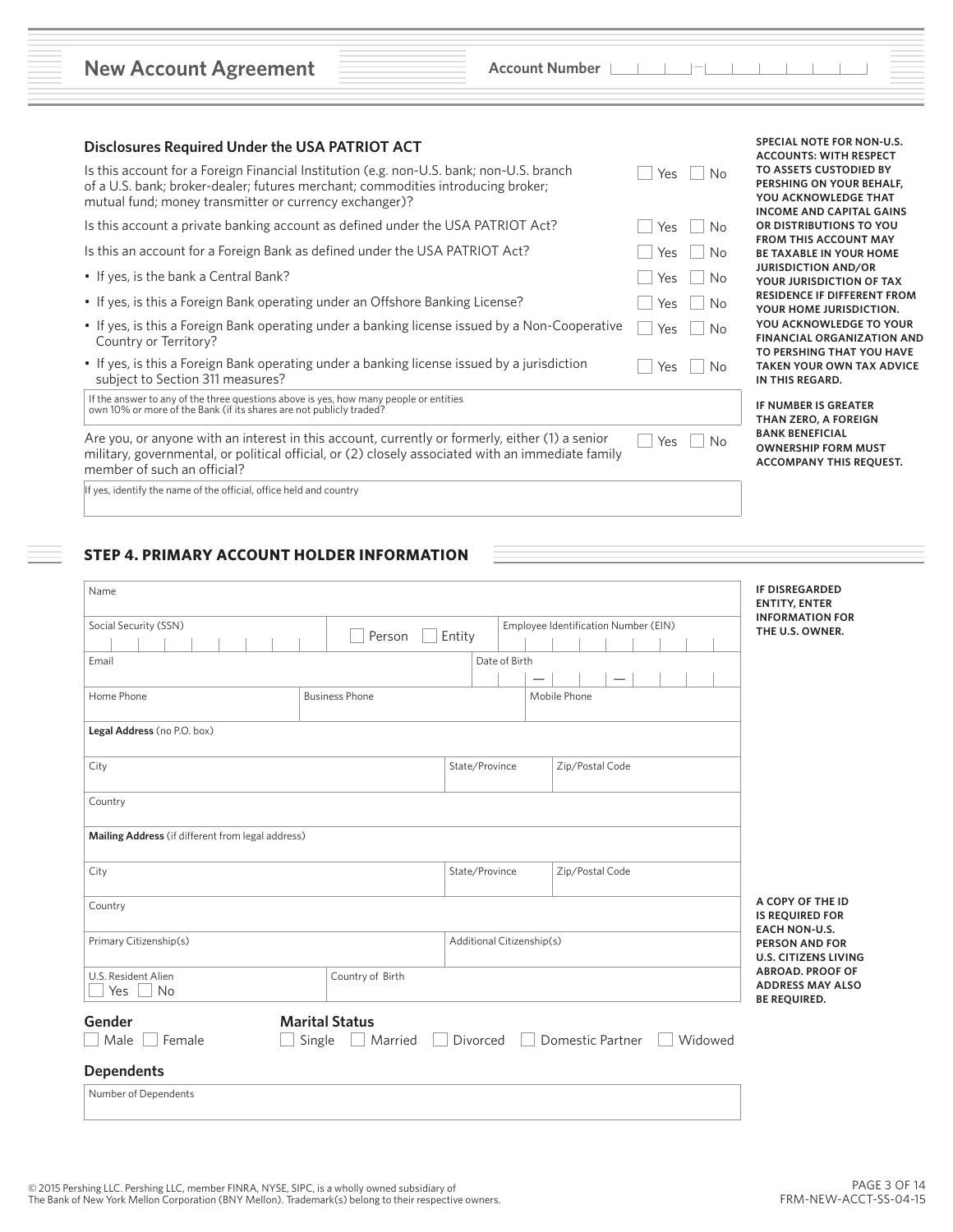# New Account Agreement

**Account Number** ___-______

## Disclosures Required Under the USA PATRIOT ACT

| Question | Response |
|---|---|
| Is this account for a Foreign Financial Institution (e.g. non-U.S. bank; non-U.S. branch of a U.S. bank; broker-dealer; futures merchant; commodities introducing broker; mutual fund; money transmitter or currency exchanger)? | ☐ Yes ☐ No |
| Is this account a private banking account as defined under the USA PATRIOT Act? | ☐ Yes ☐ No |
| Is this an account for a Foreign Bank as defined under the USA PATRIOT Act? | ☐ Yes ☐ No |
| • If yes, is the bank a Central Bank? | ☐ Yes ☐ No |
| • If yes, is this a Foreign Bank operating under an Offshore Banking License? | ☐ Yes ☐ No |
| • If yes, is this a Foreign Bank operating under a banking license issued by a Non-Cooperative Country or Territory? | ☐ Yes ☐ No |
| • If yes, is this a Foreign Bank operating under a banking license issued by a jurisdiction subject to Section 311 measures? | ☐ Yes ☐ No |

If the answer to any of the three questions above is yes, how many people or entities own 10% or more of the Bank (if its shares are not publicly traded)? ______

Are you, or anyone with an interest in this account, currently or formerly, either (1) a senior military, governmental, or political official, or (2) closely associated with an immediate family member of such an official? ☐ Yes ☐ No

If yes, identify the name of the official, office held and country ______

**SPECIAL NOTE FOR NON-U.S. ACCOUNTS: WITH RESPECT TO ASSETS CUSTODIED BY PERSHING ON YOUR BEHALF, YOU ACKNOWLEDGE THAT INCOME AND CAPITAL GAINS OR DISTRIBUTIONS TO YOU FROM THIS ACCOUNT MAY BE TAXABLE IN YOUR HOME JURISDICTION AND/OR YOUR JURISDICTION OF TAX RESIDENCE IF DIFFERENT FROM YOUR HOME JURISDICTION. YOU ACKNOWLEDGE TO YOUR FINANCIAL ORGANIZATION AND TO PERSHING THAT YOU HAVE TAKEN YOUR OWN TAX ADVICE IN THIS REGARD.**

**IF NUMBER IS GREATER THAN ZERO, A FOREIGN BANK BENEFICIAL OWNERSHIP FORM MUST ACCOMPANY THIS REQUEST.**

## STEP 4. PRIMARY ACCOUNT HOLDER INFORMATION

**IF DISREGARDED ENTITY, ENTER INFORMATION FOR THE U.S. OWNER.**

Name ______

Social Security (SSN) ______ ☐ Person ☐ Entity Employee Identification Number (EIN) ______

Email ______ Date of Birth ___ — ___ — ______

Home Phone ______ Business Phone ______ Mobile Phone ______

**Legal Address** (no P.O. box) ______

City ______ State/Province ______ Zip/Postal Code ______

Country ______

**Mailing Address** (if different from legal address) ______

City ______ State/Province ______ Zip/Postal Code ______

Country ______

Primary Citizenship(s) ______ Additional Citizenship(s) ______

U.S. Resident Alien ☐ Yes ☐ No Country of Birth ______

**A COPY OF THE ID IS REQUIRED FOR EACH NON-U.S. PERSON AND FOR U.S. CITIZENS LIVING ABROAD. PROOF OF ADDRESS MAY ALSO BE REQUIRED.**

### Gender
☐ Male ☐ Female

### Marital Status
☐ Single ☐ Married ☐ Divorced ☐ Domestic Partner ☐ Widowed

### Dependents
Number of Dependents ______

© 2015 Pershing LLC. Pershing LLC, member FINRA, NYSE, SIPC, is a wholly owned subsidiary of The Bank of New York Mellon Corporation (BNY Mellon). Trademark(s) belong to their respective owners.

FRM-NEW-ACCT-SS-04-15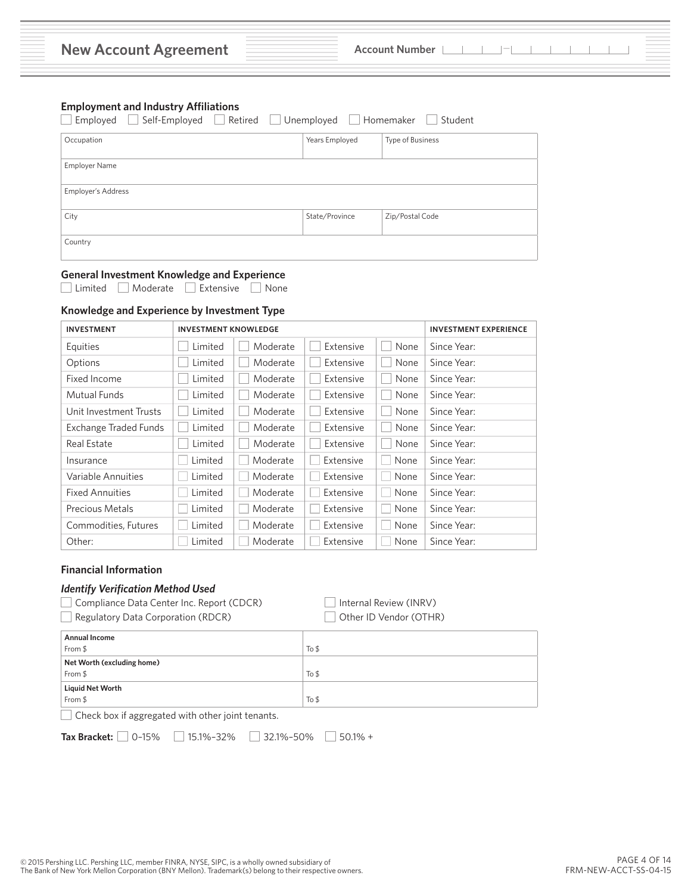## New Account Agreement

Account Number

### Employment and Industry Affiliations

☐ Employed ☐ Self-Employed ☐ Retired ☐ Unemployed ☐ Homemaker ☐ Student

| Occupation | Years Employed | Type of Business |
|---|---|---|
| Employer Name | | |
| Employer's Address | | |
| City | State/Province | Zip/Postal Code |
| Country | | |

### General Investment Knowledge and Experience

☐ Limited ☐ Moderate ☐ Extensive ☐ None

### Knowledge and Experience by Investment Type

| INVESTMENT | INVESTMENT KNOWLEDGE | | | | INVESTMENT EXPERIENCE |
|---|---|---|---|---|---|
| Equities | ☐ Limited | ☐ Moderate | ☐ Extensive | ☐ None | Since Year: |
| Options | ☐ Limited | ☐ Moderate | ☐ Extensive | ☐ None | Since Year: |
| Fixed Income | ☐ Limited | ☐ Moderate | ☐ Extensive | ☐ None | Since Year: |
| Mutual Funds | ☐ Limited | ☐ Moderate | ☐ Extensive | ☐ None | Since Year: |
| Unit Investment Trusts | ☐ Limited | ☐ Moderate | ☐ Extensive | ☐ None | Since Year: |
| Exchange Traded Funds | ☐ Limited | ☐ Moderate | ☐ Extensive | ☐ None | Since Year: |
| Real Estate | ☐ Limited | ☐ Moderate | ☐ Extensive | ☐ None | Since Year: |
| Insurance | ☐ Limited | ☐ Moderate | ☐ Extensive | ☐ None | Since Year: |
| Variable Annuities | ☐ Limited | ☐ Moderate | ☐ Extensive | ☐ None | Since Year: |
| Fixed Annuities | ☐ Limited | ☐ Moderate | ☐ Extensive | ☐ None | Since Year: |
| Precious Metals | ☐ Limited | ☐ Moderate | ☐ Extensive | ☐ None | Since Year: |
| Commodities, Futures | ☐ Limited | ☐ Moderate | ☐ Extensive | ☐ None | Since Year: |
| Other: | ☐ Limited | ☐ Moderate | ☐ Extensive | ☐ None | Since Year: |

### Financial Information

***Identify Verification Method Used***

☐ Compliance Data Center Inc. Report (CDCR)
☐ Regulatory Data Corporation (RDCR)
☐ Internal Review (INRV)
☐ Other ID Vendor (OTHR)

| | |
|---|---|
| **Annual Income** From $ | To $ |
| **Net Worth (excluding home)** From $ | To $ |
| **Liquid Net Worth** From $ | To $ |

☐ Check box if aggregated with other joint tenants.

**Tax Bracket:** ☐ 0–15% ☐ 15.1%–32% ☐ 32.1%–50% ☐ 50.1% +

© 2015 Pershing LLC. Pershing LLC, member FINRA, NYSE, SIPC, is a wholly owned subsidiary of The Bank of New York Mellon Corporation (BNY Mellon). Trademark(s) belong to their respective owners.

FRM-NEW-ACCT-SS-04-15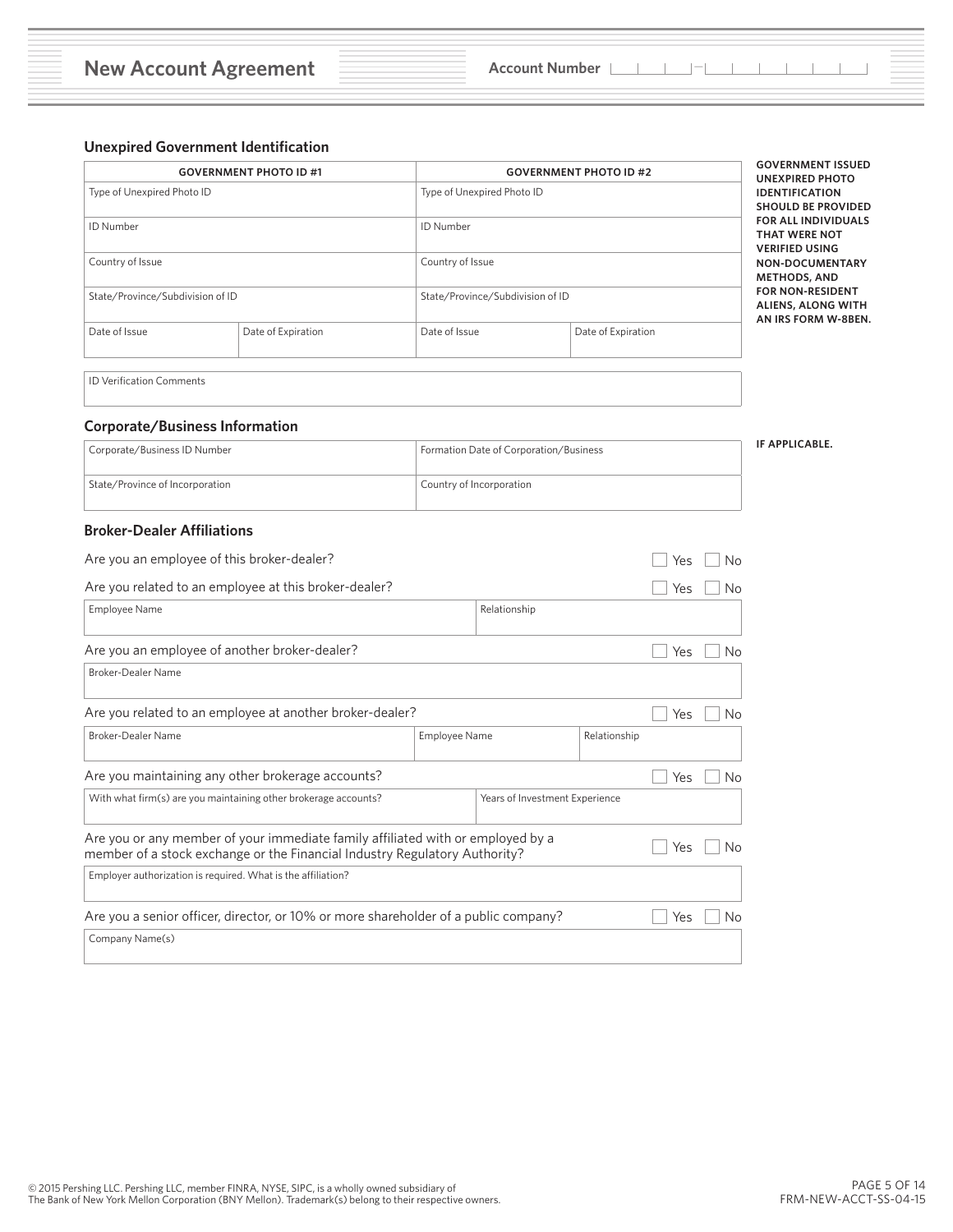# New Account Agreement

**Account Number**

### Unexpired Government Identification

| GOVERNMENT PHOTO ID #1 | | GOVERNMENT PHOTO ID #2 | |
|---|---|---|---|
| Type of Unexpired Photo ID | | Type of Unexpired Photo ID | |
| ID Number | | ID Number | |
| Country of Issue | | Country of Issue | |
| State/Province/Subdivision of ID | | State/Province/Subdivision of ID | |
| Date of Issue | Date of Expiration | Date of Issue | Date of Expiration |

**GOVERNMENT ISSUED UNEXPIRED PHOTO IDENTIFICATION SHOULD BE PROVIDED FOR ALL INDIVIDUALS THAT WERE NOT VERIFIED USING NON-DOCUMENTARY METHODS, AND FOR NON-RESIDENT ALIENS, ALONG WITH AN IRS FORM W-8BEN.**

ID Verification Comments

### Corporate/Business Information

**IF APPLICABLE.**

| Corporate/Business ID Number | Formation Date of Corporation/Business |
|---|---|
| State/Province of Incorporation | Country of Incorporation |

### Broker-Dealer Affiliations

Are you an employee of this broker-dealer? ☐ Yes ☐ No

Are you related to an employee at this broker-dealer? ☐ Yes ☐ No

| Employee Name | Relationship |
|---|---|

Are you an employee of another broker-dealer? ☐ Yes ☐ No

Broker-Dealer Name

Are you related to an employee at another broker-dealer? ☐ Yes ☐ No

| Broker-Dealer Name | Employee Name | Relationship |
|---|---|---|

Are you maintaining any other brokerage accounts? ☐ Yes ☐ No

| With what firm(s) are you maintaining other brokerage accounts? | Years of Investment Experience |
|---|---|

Are you or any member of your immediate family affiliated with or employed by a member of a stock exchange or the Financial Industry Regulatory Authority? ☐ Yes ☐ No

Employer authorization is required. What is the affiliation?

Are you a senior officer, director, or 10% or more shareholder of a public company? ☐ Yes ☐ No

Company Name(s)

© 2015 Pershing LLC. Pershing LLC, member FINRA, NYSE, SIPC, is a wholly owned subsidiary of The Bank of New York Mellon Corporation (BNY Mellon). Trademark(s) belong to their respective owners.

FRM-NEW-ACCT-SS-04-15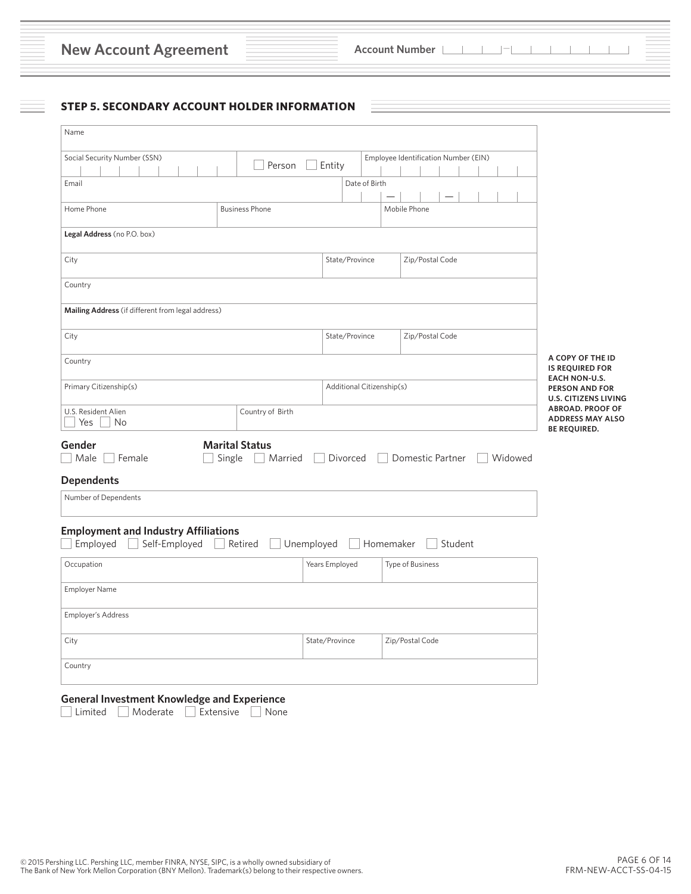# New Account Agreement

**Account Number**

## STEP 5. SECONDARY ACCOUNT HOLDER INFORMATION

| Name | | | |
|---|---|---|---|
| Social Security Number (SSN) | ☐ Person ☐ Entity | Employee Identification Number (EIN) | |
| Email | | Date of Birth | |
| Home Phone | Business Phone | Mobile Phone | |
| **Legal Address** (no P.O. box) | | | |
| City | State/Province | Zip/Postal Code | |
| Country | | | |
| **Mailing Address** (if different from legal address) | | | |
| City | State/Province | Zip/Postal Code | |
| Country | | | |
| Primary Citizenship(s) | Additional Citizenship(s) | | |
| U.S. Resident Alien ☐ Yes ☐ No | Country of Birth | | |

**A COPY OF THE ID IS REQUIRED FOR EACH NON-U.S. PERSON AND FOR U.S. CITIZENS LIVING ABROAD. PROOF OF ADDRESS MAY ALSO BE REQUIRED.**

### Gender
☐ Male ☐ Female

### Marital Status
☐ Single ☐ Married ☐ Divorced ☐ Domestic Partner ☐ Widowed

### Dependents

| Number of Dependents |
|---|

### Employment and Industry Affiliations
☐ Employed ☐ Self-Employed ☐ Retired ☐ Unemployed ☐ Homemaker ☐ Student

| Occupation | Years Employed | Type of Business |
|---|---|---|
| Employer Name | | |
| Employer's Address | | |
| City | State/Province | Zip/Postal Code |
| Country | | |

### General Investment Knowledge and Experience
☐ Limited ☐ Moderate ☐ Extensive ☐ None

© 2015 Pershing LLC. Pershing LLC, member FINRA, NYSE, SIPC, is a wholly owned subsidiary of The Bank of New York Mellon Corporation (BNY Mellon). Trademark(s) belong to their respective owners.

FRM-NEW-ACCT-SS-04-15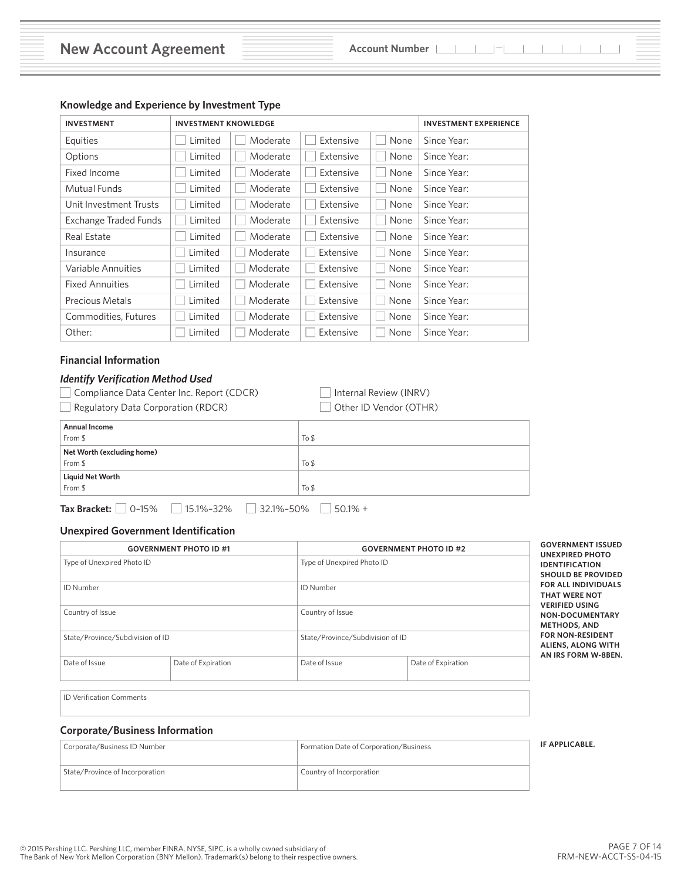## New Account Agreement

**Account Number** ___ ___ ___ – ___ ___ ___ ___ ___ ___

### Knowledge and Experience by Investment Type

| INVESTMENT | INVESTMENT KNOWLEDGE | | | | INVESTMENT EXPERIENCE |
|---|---|---|---|---|---|
| Equities | ☐ Limited | ☐ Moderate | ☐ Extensive | ☐ None | Since Year: |
| Options | ☐ Limited | ☐ Moderate | ☐ Extensive | ☐ None | Since Year: |
| Fixed Income | ☐ Limited | ☐ Moderate | ☐ Extensive | ☐ None | Since Year: |
| Mutual Funds | ☐ Limited | ☐ Moderate | ☐ Extensive | ☐ None | Since Year: |
| Unit Investment Trusts | ☐ Limited | ☐ Moderate | ☐ Extensive | ☐ None | Since Year: |
| Exchange Traded Funds | ☐ Limited | ☐ Moderate | ☐ Extensive | ☐ None | Since Year: |
| Real Estate | ☐ Limited | ☐ Moderate | ☐ Extensive | ☐ None | Since Year: |
| Insurance | ☐ Limited | ☐ Moderate | ☐ Extensive | ☐ None | Since Year: |
| Variable Annuities | ☐ Limited | ☐ Moderate | ☐ Extensive | ☐ None | Since Year: |
| Fixed Annuities | ☐ Limited | ☐ Moderate | ☐ Extensive | ☐ None | Since Year: |
| Precious Metals | ☐ Limited | ☐ Moderate | ☐ Extensive | ☐ None | Since Year: |
| Commodities, Futures | ☐ Limited | ☐ Moderate | ☐ Extensive | ☐ None | Since Year: |
| Other: | ☐ Limited | ☐ Moderate | ☐ Extensive | ☐ None | Since Year: |

### Financial Information

***Identify Verification Method Used***

☐ Compliance Data Center Inc. Report (CDCR)
☐ Internal Review (INRV)
☐ Regulatory Data Corporation (RDCR)
☐ Other ID Vendor (OTHR)

| | |
|---|---|
| **Annual Income**<br>From $ | To $ |
| **Net Worth (excluding home)**<br>From $ | To $ |
| **Liquid Net Worth**<br>From $ | To $ |

**Tax Bracket:** ☐ 0–15% ☐ 15.1%–32% ☐ 32.1%–50% ☐ 50.1% +

### Unexpired Government Identification

| GOVERNMENT PHOTO ID #1 | | GOVERNMENT PHOTO ID #2 | |
|---|---|---|---|
| Type of Unexpired Photo ID | | Type of Unexpired Photo ID | |
| ID Number | | ID Number | |
| Country of Issue | | Country of Issue | |
| State/Province/Subdivision of ID | | State/Province/Subdivision of ID | |
| Date of Issue | Date of Expiration | Date of Issue | Date of Expiration |

**GOVERNMENT ISSUED UNEXPIRED PHOTO IDENTIFICATION SHOULD BE PROVIDED FOR ALL INDIVIDUALS THAT WERE NOT VERIFIED USING NON-DOCUMENTARY METHODS, AND FOR NON-RESIDENT ALIENS, ALONG WITH AN IRS FORM W-8BEN.**

| ID Verification Comments |
|---|
| |

### Corporate/Business Information

| | |
|---|---|
| Corporate/Business ID Number | Formation Date of Corporation/Business |
| State/Province of Incorporation | Country of Incorporation |

**IF APPLICABLE.**

© 2015 Pershing LLC. Pershing LLC, member FINRA, NYSE, SIPC, is a wholly owned subsidiary of The Bank of New York Mellon Corporation (BNY Mellon). Trademark(s) belong to their respective owners.

FRM-NEW-ACCT-SS-04-15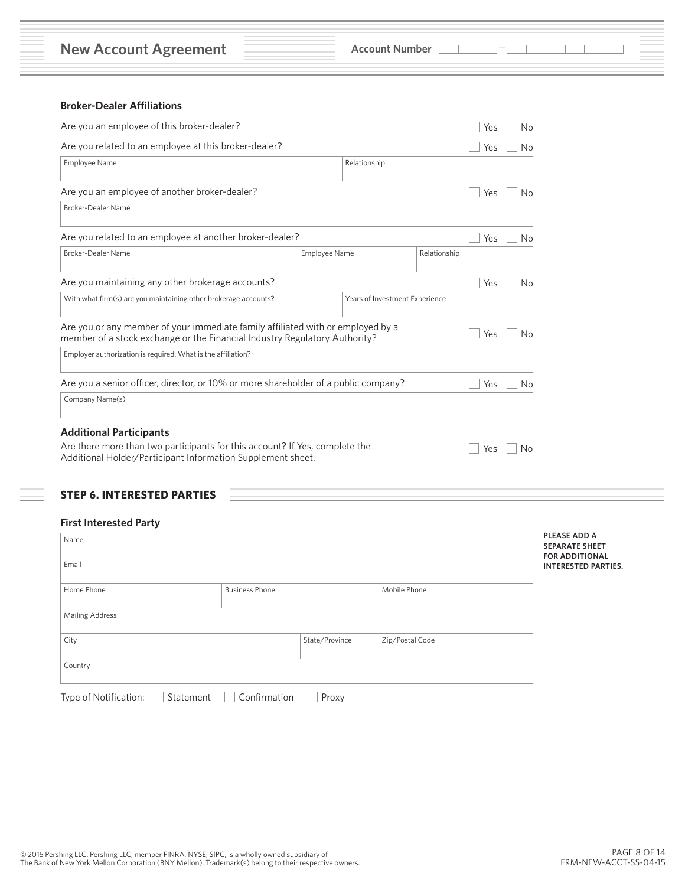## New Account Agreement

**Account Number**

### Broker-Dealer Affiliations

Are you an employee of this broker-dealer? ☐ Yes ☐ No

Are you related to an employee at this broker-dealer? ☐ Yes ☐ No

| Employee Name | Relationship |
|---|---|
| | |

Are you an employee of another broker-dealer? ☐ Yes ☐ No

| Broker-Dealer Name |
|---|
| |

Are you related to an employee at another broker-dealer? ☐ Yes ☐ No

| Broker-Dealer Name | Employee Name | Relationship |
|---|---|---|
| | | |

Are you maintaining any other brokerage accounts? ☐ Yes ☐ No

| With what firm(s) are you maintaining other brokerage accounts? | Years of Investment Experience |
|---|---|
| | |

Are you or any member of your immediate family affiliated with or employed by a member of a stock exchange or the Financial Industry Regulatory Authority? ☐ Yes ☐ No

| Employer authorization is required. What is the affiliation? |
|---|
| |

Are you a senior officer, director, or 10% or more shareholder of a public company? ☐ Yes ☐ No

| Company Name(s) |
|---|
| |

### Additional Participants

Are there more than two participants for this account? If Yes, complete the Additional Holder/Participant Information Supplement sheet. ☐ Yes ☐ No

## STEP 6. INTERESTED PARTIES

### First Interested Party

**PLEASE ADD A SEPARATE SHEET FOR ADDITIONAL INTERESTED PARTIES.**

| Name | | |
|---|---|---|
| Email | | |
| Home Phone | Business Phone | Mobile Phone |
| Mailing Address | | |
| City | State/Province | Zip/Postal Code |
| Country | | |

Type of Notification: ☐ Statement ☐ Confirmation ☐ Proxy

© 2015 Pershing LLC. Pershing LLC, member FINRA, NYSE, SIPC, is a wholly owned subsidiary of The Bank of New York Mellon Corporation (BNY Mellon). Trademark(s) belong to their respective owners.

FRM-NEW-ACCT-SS-04-15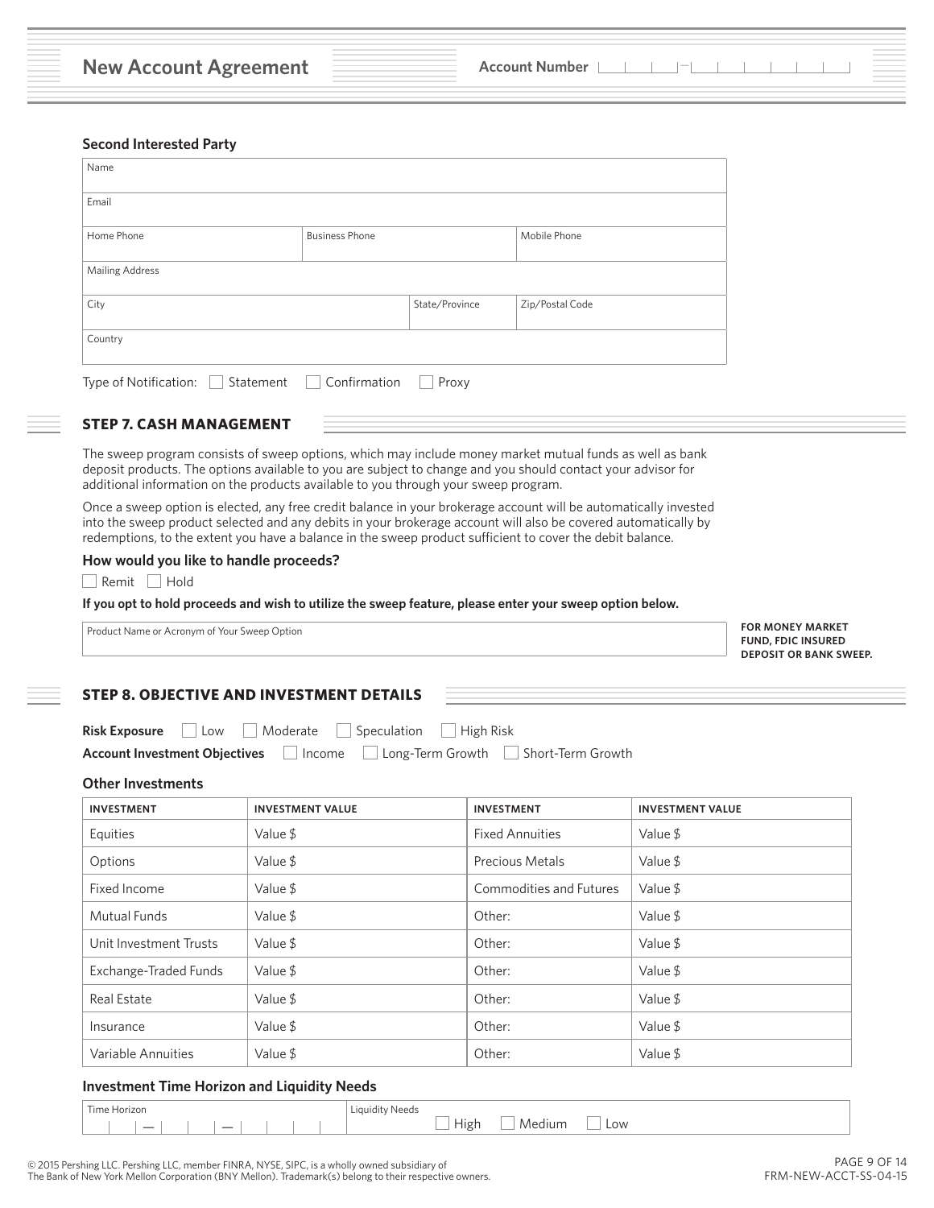## New Account Agreement

Account Number

### Second Interested Party

| Name | | |
|---|---|---|
| Email | | |
| Home Phone | Business Phone | Mobile Phone |
| Mailing Address | | |
| City | State/Province | Zip/Postal Code |
| Country | | |

Type of Notification: ☐ Statement ☐ Confirmation ☐ Proxy

## STEP 7. CASH MANAGEMENT

The sweep program consists of sweep options, which may include money market mutual funds as well as bank deposit products. The options available to you are subject to change and you should contact your advisor for additional information on the products available to you through your sweep program.

Once a sweep option is elected, any free credit balance in your brokerage account will be automatically invested into the sweep product selected and any debits in your brokerage account will also be covered automatically by redemptions, to the extent you have a balance in the sweep product sufficient to cover the debit balance.

**How would you like to handle proceeds?**

☐ Remit ☐ Hold

**If you opt to hold proceeds and wish to utilize the sweep feature, please enter your sweep option below.**

| Product Name or Acronym of Your Sweep Option |
|---|

**FOR MONEY MARKET FUND, FDIC INSURED DEPOSIT OR BANK SWEEP.**

## STEP 8. OBJECTIVE AND INVESTMENT DETAILS

**Risk Exposure** ☐ Low ☐ Moderate ☐ Speculation ☐ High Risk

**Account Investment Objectives** ☐ Income ☐ Long-Term Growth ☐ Short-Term Growth

### Other Investments

| INVESTMENT | INVESTMENT VALUE | INVESTMENT | INVESTMENT VALUE |
|---|---|---|---|
| Equities | Value $ | Fixed Annuities | Value $ |
| Options | Value $ | Precious Metals | Value $ |
| Fixed Income | Value $ | Commodities and Futures | Value $ |
| Mutual Funds | Value $ | Other: | Value $ |
| Unit Investment Trusts | Value $ | Other: | Value $ |
| Exchange-Traded Funds | Value $ | Other: | Value $ |
| Real Estate | Value $ | Other: | Value $ |
| Insurance | Value $ | Other: | Value $ |
| Variable Annuities | Value $ | Other: | Value $ |

### Investment Time Horizon and Liquidity Needs

| Time Horizon | Liquidity Needs |
|---|---|
| __ __ – __ __ – __ __ __ __ | ☐ High ☐ Medium ☐ Low |

© 2015 Pershing LLC. Pershing LLC, member FINRA, NYSE, SIPC, is a wholly owned subsidiary of The Bank of New York Mellon Corporation (BNY Mellon). Trademark(s) belong to their respective owners.

FRM-NEW-ACCT-SS-04-15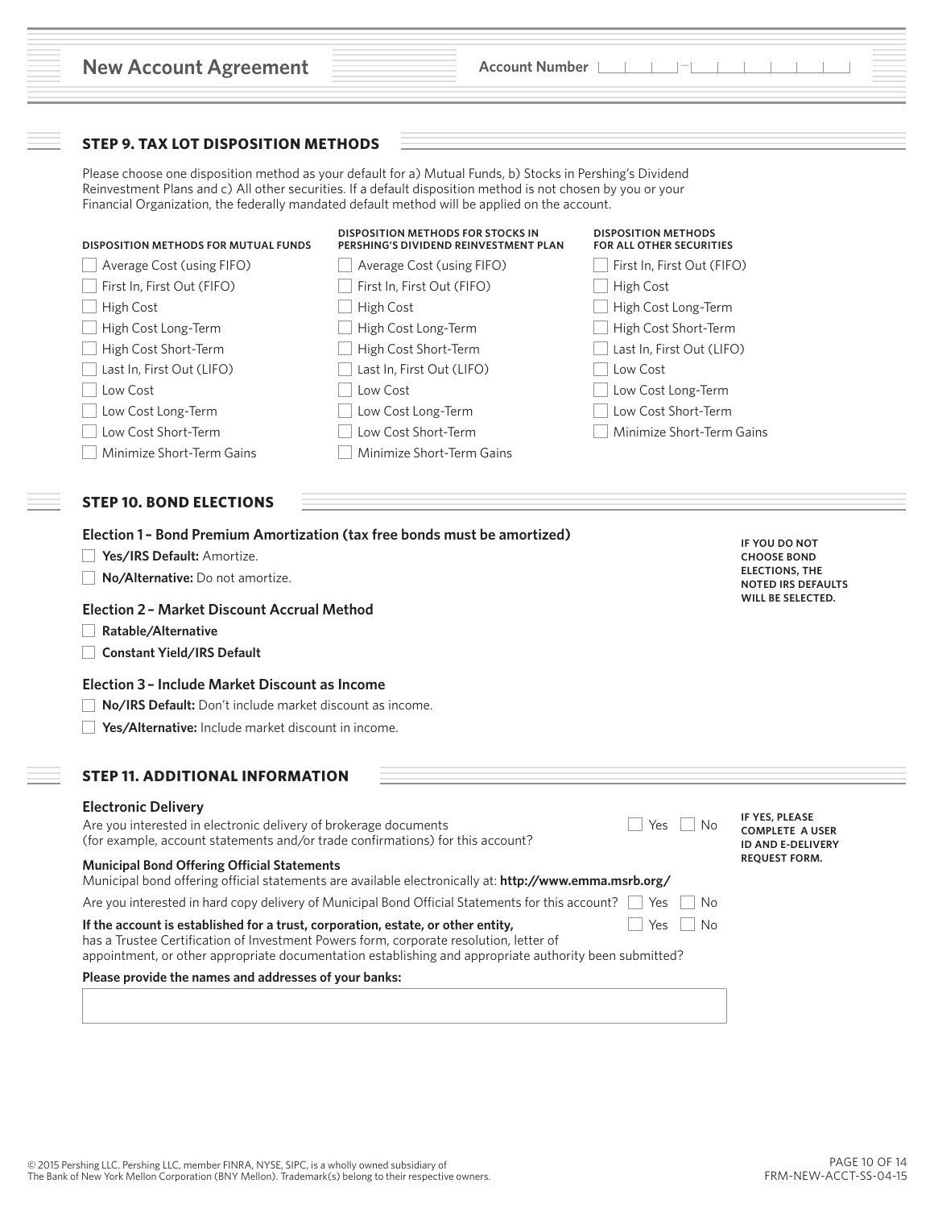# New Account Agreement

Account Number ☐☐☐–☐☐☐☐☐☐

## STEP 9. TAX LOT DISPOSITION METHODS

Please choose one disposition method as your default for a) Mutual Funds, b) Stocks in Pershing's Dividend Reinvestment Plans and c) All other securities. If a default disposition method is not chosen by you or your Financial Organization, the federally mandated default method will be applied on the account.

| DISPOSITION METHODS FOR MUTUAL FUNDS | DISPOSITION METHODS FOR STOCKS IN PERSHING'S DIVIDEND REINVESTMENT PLAN | DISPOSITION METHODS FOR ALL OTHER SECURITIES |
|---|---|---|
| ☐ Average Cost (using FIFO) | ☐ Average Cost (using FIFO) | ☐ First In, First Out (FIFO) |
| ☐ First In, First Out (FIFO) | ☐ First In, First Out (FIFO) | ☐ High Cost |
| ☐ High Cost | ☐ High Cost | ☐ High Cost Long-Term |
| ☐ High Cost Long-Term | ☐ High Cost Long-Term | ☐ High Cost Short-Term |
| ☐ High Cost Short-Term | ☐ High Cost Short-Term | ☐ Last In, First Out (LIFO) |
| ☐ Last In, First Out (LIFO) | ☐ Last In, First Out (LIFO) | ☐ Low Cost |
| ☐ Low Cost | ☐ Low Cost | ☐ Low Cost Long-Term |
| ☐ Low Cost Long-Term | ☐ Low Cost Long-Term | ☐ Low Cost Short-Term |
| ☐ Low Cost Short-Term | ☐ Low Cost Short-Term | ☐ Minimize Short-Term Gains |
| ☐ Minimize Short-Term Gains | ☐ Minimize Short-Term Gains | |

## STEP 10. BOND ELECTIONS

**IF YOU DO NOT CHOOSE BOND ELECTIONS, THE NOTED IRS DEFAULTS WILL BE SELECTED.**

### Election 1 – Bond Premium Amortization (tax free bonds must be amortized)

- ☐ **Yes/IRS Default:** Amortize.
- ☐ **No/Alternative:** Do not amortize.

### Election 2 – Market Discount Accrual Method

- ☐ **Ratable/Alternative**
- ☐ **Constant Yield/IRS Default**

### Election 3 – Include Market Discount as Income

- ☐ **No/IRS Default:** Don't include market discount as income.
- ☐ **Yes/Alternative:** Include market discount in income.

## STEP 11. ADDITIONAL INFORMATION

### Electronic Delivery

Are you interested in electronic delivery of brokerage documents (for example, account statements and/or trade confirmations) for this account? ☐ Yes ☐ No

**IF YES, PLEASE COMPLETE A USER ID AND E-DELIVERY REQUEST FORM.**

**Municipal Bond Offering Official Statements**

Municipal bond offering official statements are available electronically at: **http://www.emma.msrb.org/**

Are you interested in hard copy delivery of Municipal Bond Official Statements for this account? ☐ Yes ☐ No

**If the account is established for a trust, corporation, estate, or other entity,** has a Trustee Certification of Investment Powers form, corporate resolution, letter of appointment, or other appropriate documentation establishing and appropriate authority been submitted? ☐ Yes ☐ No

**Please provide the names and addresses of your banks:**

&nbsp;

© 2015 Pershing LLC. Pershing LLC, member FINRA, NYSE, SIPC, is a wholly owned subsidiary of The Bank of New York Mellon Corporation (BNY Mellon). Trademark(s) belong to their respective owners.

FRM-NEW-ACCT-SS-04-15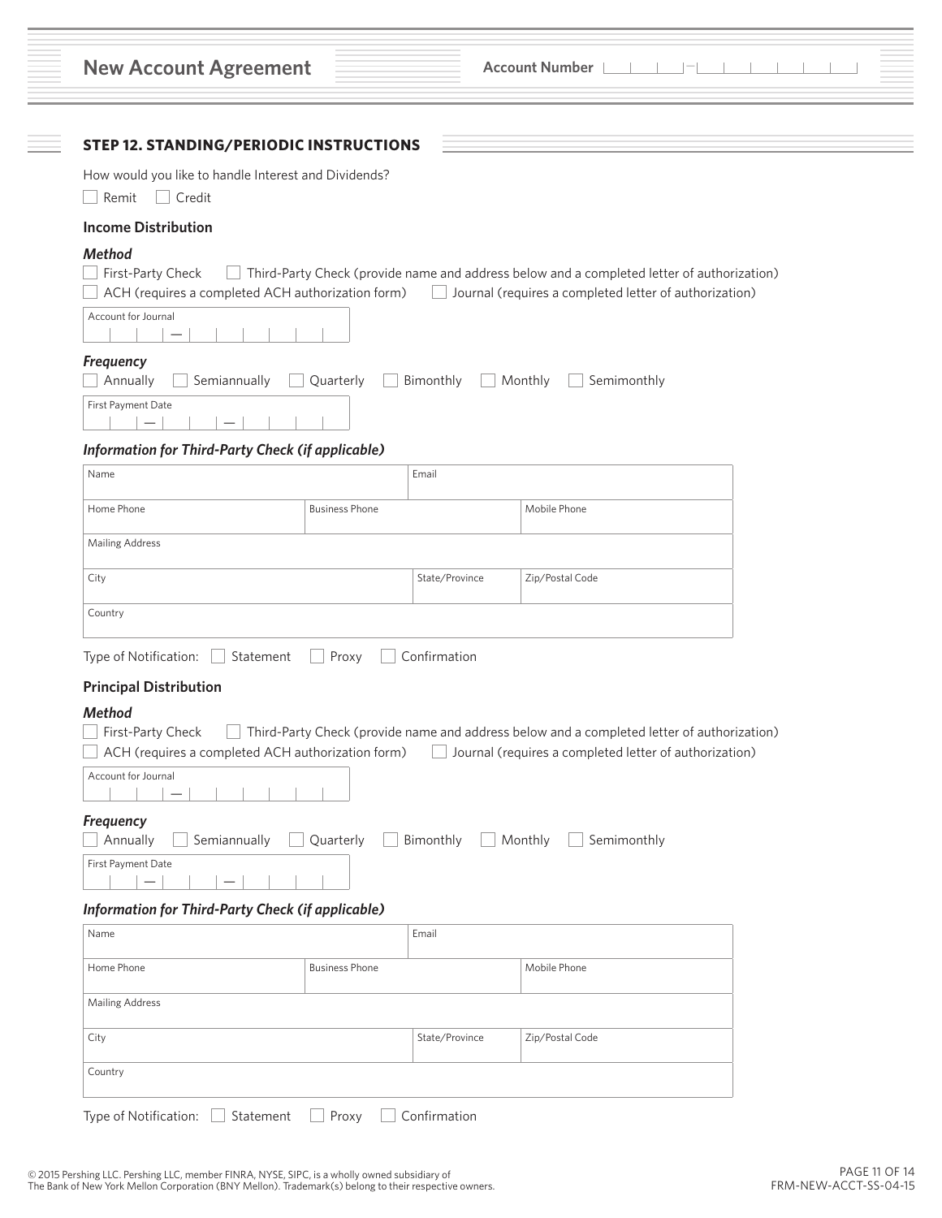## New Account Agreement

Account Number

### STEP 12. STANDING/PERIODIC INSTRUCTIONS

How would you like to handle Interest and Dividends?

☐ Remit ☐ Credit

#### Income Distribution

***Method***

☐ First-Party Check ☐ Third-Party Check (provide name and address below and a completed letter of authorization)

☐ ACH (requires a completed ACH authorization form) ☐ Journal (requires a completed letter of authorization)

Account for Journal

***Frequency***

☐ Annually ☐ Semiannually ☐ Quarterly ☐ Bimonthly ☐ Monthly ☐ Semimonthly

First Payment Date

***Information for Third-Party Check (if applicable)***

| Name | | Email |
|---|---|---|
| Home Phone | Business Phone | Mobile Phone |
| Mailing Address | | |
| City | State/Province | Zip/Postal Code |
| Country | | |

Type of Notification: ☐ Statement ☐ Proxy ☐ Confirmation

#### Principal Distribution

***Method***

☐ First-Party Check ☐ Third-Party Check (provide name and address below and a completed letter of authorization)

☐ ACH (requires a completed ACH authorization form) ☐ Journal (requires a completed letter of authorization)

Account for Journal

***Frequency***

☐ Annually ☐ Semiannually ☐ Quarterly ☐ Bimonthly ☐ Monthly ☐ Semimonthly

First Payment Date

***Information for Third-Party Check (if applicable)***

| Name | | Email |
|---|---|---|
| Home Phone | Business Phone | Mobile Phone |
| Mailing Address | | |
| City | State/Province | Zip/Postal Code |
| Country | | |

Type of Notification: ☐ Statement ☐ Proxy ☐ Confirmation

© 2015 Pershing LLC. Pershing LLC, member FINRA, NYSE, SIPC, is a wholly owned subsidiary of The Bank of New York Mellon Corporation (BNY Mellon). Trademark(s) belong to their respective owners.

FRM-NEW-ACCT-SS-04-15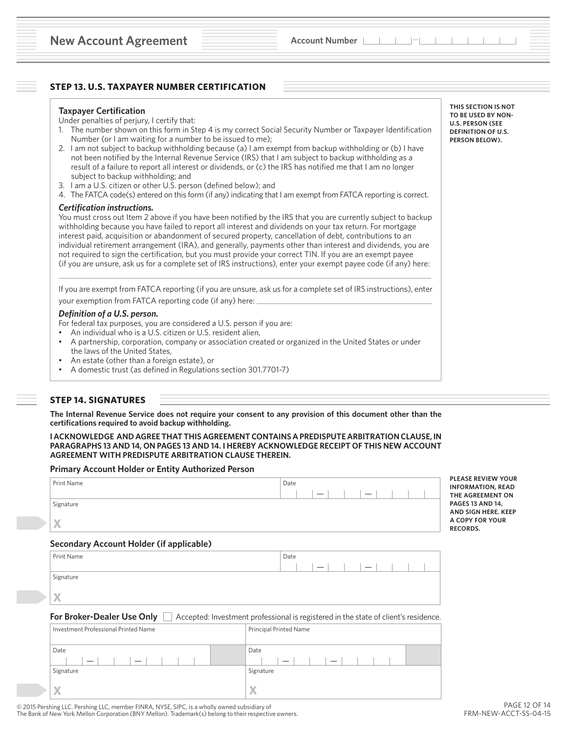# New Account Agreement

Account Number

## STEP 13. U.S. TAXPAYER NUMBER CERTIFICATION

**THIS SECTION IS NOT TO BE USED BY NON-U.S. PERSON (SEE DEFINITION OF U.S. PERSON BELOW).**

### Taxpayer Certification

Under penalties of perjury, I certify that:

1. The number shown on this form in Step 4 is my correct Social Security Number or Taxpayer Identification Number (or I am waiting for a number to be issued to me);
2. I am not subject to backup withholding because (a) I am exempt from backup withholding or (b) I have not been notified by the Internal Revenue Service (IRS) that I am subject to backup withholding as a result of a failure to report all interest or dividends, or (c) the IRS has notified me that I am no longer subject to backup withholding; and
3. I am a U.S. citizen or other U.S. person (defined below); and
4. The FATCA code(s) entered on this form (if any) indicating that I am exempt from FATCA reporting is correct.

***Certification instructions.***

You must cross out Item 2 above if you have been notified by the IRS that you are currently subject to backup withholding because you have failed to report all interest and dividends on your tax return. For mortgage interest paid, acquisition or abandonment of secured property, cancellation of debt, contributions to an individual retirement arrangement (IRA), and generally, payments other than interest and dividends, you are not required to sign the certification, but you must provide your correct TIN. If you are an exempt payee (if you are unsure, ask us for a complete set of IRS instructions), enter your exempt payee code (if any) here: ____________________

If you are exempt from FATCA reporting (if you are unsure, ask us for a complete set of IRS instructions), enter your exemption from FATCA reporting code (if any) here: ____________________

***Definition of a U.S. person.***

For federal tax purposes, you are considered a U.S. person if you are:

- An individual who is a U.S. citizen or U.S. resident alien,
- A partnership, corporation, company or association created or organized in the United States or under the laws of the United States,
- An estate (other than a foreign estate), or
- A domestic trust (as defined in Regulations section 301.7701-7)

## STEP 14. SIGNATURES

**The Internal Revenue Service does not require your consent to any provision of this document other than the certifications required to avoid backup withholding.**

**I ACKNOWLEDGE AND AGREE THAT THIS AGREEMENT CONTAINS A PREDISPUTE ARBITRATION CLAUSE, IN PARAGRAPHS 13 AND 14, ON PAGES 13 AND 14. I HEREBY ACKNOWLEDGE RECEIPT OF THIS NEW ACCOUNT AGREEMENT WITH PREDISPUTE ARBITRATION CLAUSE THEREIN.**

**PLEASE REVIEW YOUR INFORMATION, READ THE AGREEMENT ON PAGES 13 AND 14, AND SIGN HERE. KEEP A COPY FOR YOUR RECORDS.**

### Primary Account Holder or Entity Authorized Person

| Print Name | Date |
| --- | --- |
| | __ __ – __ __ – __ __ __ __ |
| Signature | |
| X | |

### Secondary Account Holder (if applicable)

| Print Name | Date |
| --- | --- |
| | __ __ – __ __ – __ __ __ __ |
| Signature | |
| X | |

### For Broker-Dealer Use Only

☐ Accepted: Investment professional is registered in the state of client's residence.

| Investment Professional Printed Name | Principal Printed Name |
| --- | --- |
| | |
| Date: __ __ – __ __ – __ __ __ __ | Date: __ __ – __ __ – __ __ __ __ |
| Signature | Signature |
| X | X |

© 2015 Pershing LLC. Pershing LLC, member FINRA, NYSE, SIPC, is a wholly owned subsidiary of The Bank of New York Mellon Corporation (BNY Mellon). Trademark(s) belong to their respective owners.

FRM-NEW-ACCT-SS-04-15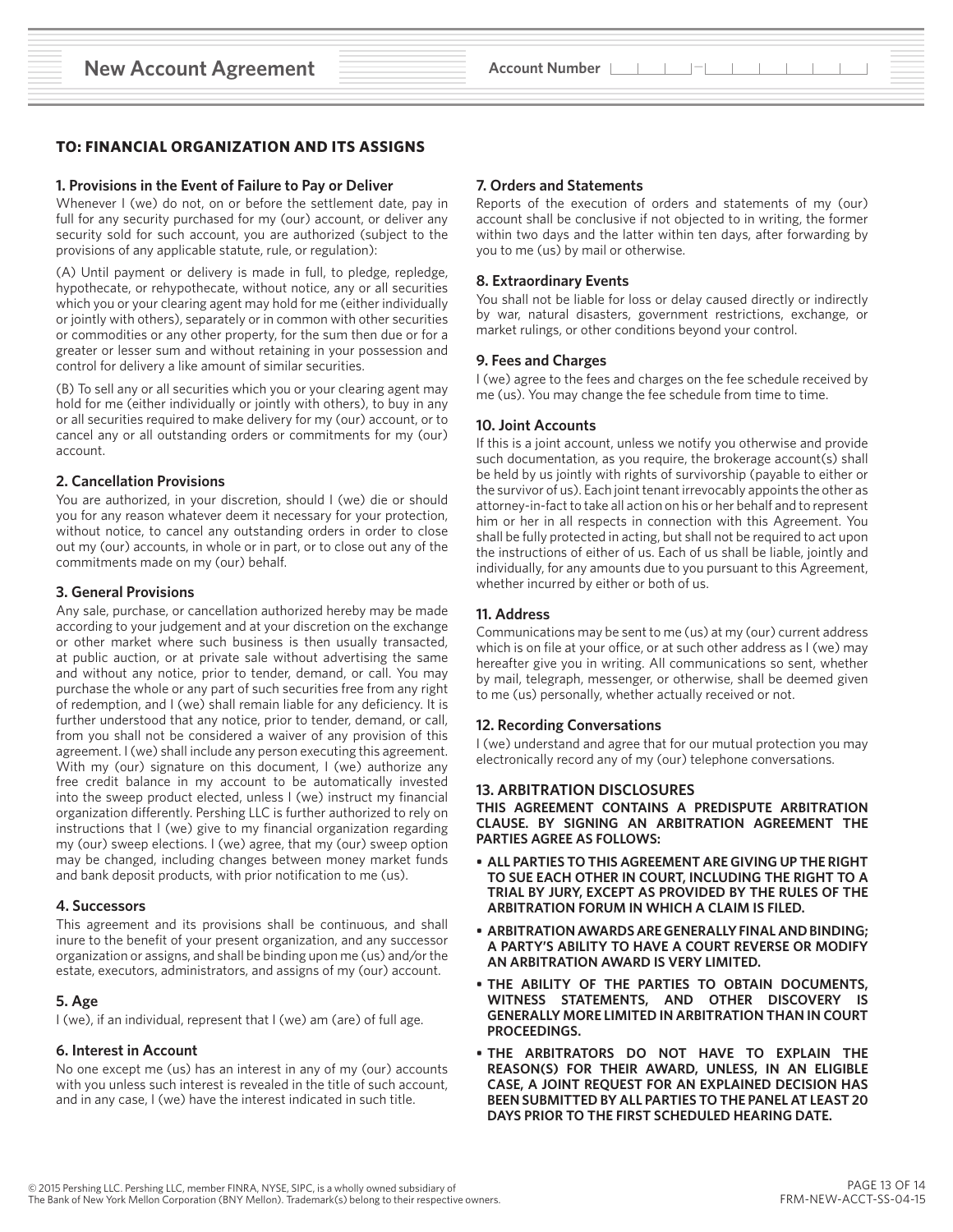# New Account Agreement

Account Number

## TO: FINANCIAL ORGANIZATION AND ITS ASSIGNS

### 1. Provisions in the Event of Failure to Pay or Deliver

Whenever I (we) do not, on or before the settlement date, pay in full for any security purchased for my (our) account, or deliver any security sold for such account, you are authorized (subject to the provisions of any applicable statute, rule, or regulation):

(A) Until payment or delivery is made in full, to pledge, repledge, hypothecate, or rehypothecate, without notice, any or all securities which you or your clearing agent may hold for me (either individually or jointly with others), separately or in common with other securities or commodities or any other property, for the sum then due or for a greater or lesser sum and without retaining in your possession and control for delivery a like amount of similar securities.

(B) To sell any or all securities which you or your clearing agent may hold for me (either individually or jointly with others), to buy in any or all securities required to make delivery for my (our) account, or to cancel any or all outstanding orders or commitments for my (our) account.

### 2. Cancellation Provisions

You are authorized, in your discretion, should I (we) die or should you for any reason whatever deem it necessary for your protection, without notice, to cancel any outstanding orders in order to close out my (our) accounts, in whole or in part, or to close out any of the commitments made on my (our) behalf.

### 3. General Provisions

Any sale, purchase, or cancellation authorized hereby may be made according to your judgement and at your discretion on the exchange or other market where such business is then usually transacted, at public auction, or at private sale without advertising the same and without any notice, prior to tender, demand, or call. You may purchase the whole or any part of such securities free from any right of redemption, and I (we) shall remain liable for any deficiency. It is further understood that any notice, prior to tender, demand, or call, from you shall not be considered a waiver of any provision of this agreement. I (we) shall include any person executing this agreement. With my (our) signature on this document, I (we) authorize any free credit balance in my account to be automatically invested into the sweep product elected, unless I (we) instruct my financial organization differently. Pershing LLC is further authorized to rely on instructions that I (we) give to my financial organization regarding my (our) sweep elections. I (we) agree, that my (our) sweep option may be changed, including changes between money market funds and bank deposit products, with prior notification to me (us).

### 4. Successors

This agreement and its provisions shall be continuous, and shall inure to the benefit of your present organization, and any successor organization or assigns, and shall be binding upon me (us) and/or the estate, executors, administrators, and assigns of my (our) account.

### 5. Age

I (we), if an individual, represent that I (we) am (are) of full age.

### 6. Interest in Account

No one except me (us) has an interest in any of my (our) accounts with you unless such interest is revealed in the title of such account, and in any case, I (we) have the interest indicated in such title.

### 7. Orders and Statements

Reports of the execution of orders and statements of my (our) account shall be conclusive if not objected to in writing, the former within two days and the latter within ten days, after forwarding by you to me (us) by mail or otherwise.

### 8. Extraordinary Events

You shall not be liable for loss or delay caused directly or indirectly by war, natural disasters, government restrictions, exchange, or market rulings, or other conditions beyond your control.

### 9. Fees and Charges

I (we) agree to the fees and charges on the fee schedule received by me (us). You may change the fee schedule from time to time.

### 10. Joint Accounts

If this is a joint account, unless we notify you otherwise and provide such documentation, as you require, the brokerage account(s) shall be held by us jointly with rights of survivorship (payable to either or the survivor of us). Each joint tenant irrevocably appoints the other as attorney-in-fact to take all action on his or her behalf and to represent him or her in all respects in connection with this Agreement. You shall be fully protected in acting, but shall not be required to act upon the instructions of either of us. Each of us shall be liable, jointly and individually, for any amounts due to you pursuant to this Agreement, whether incurred by either or both of us.

### 11. Address

Communications may be sent to me (us) at my (our) current address which is on file at your office, or at such other address as I (we) may hereafter give you in writing. All communications so sent, whether by mail, telegraph, messenger, or otherwise, shall be deemed given to me (us) personally, whether actually received or not.

### 12. Recording Conversations

I (we) understand and agree that for our mutual protection you may electronically record any of my (our) telephone conversations.

### 13. ARBITRATION DISCLOSURES

**THIS AGREEMENT CONTAINS A PREDISPUTE ARBITRATION CLAUSE. BY SIGNING AN ARBITRATION AGREEMENT THE PARTIES AGREE AS FOLLOWS:**

- **ALL PARTIES TO THIS AGREEMENT ARE GIVING UP THE RIGHT TO SUE EACH OTHER IN COURT, INCLUDING THE RIGHT TO A TRIAL BY JURY, EXCEPT AS PROVIDED BY THE RULES OF THE ARBITRATION FORUM IN WHICH A CLAIM IS FILED.**
- **ARBITRATION AWARDS ARE GENERALLY FINAL AND BINDING; A PARTY'S ABILITY TO HAVE A COURT REVERSE OR MODIFY AN ARBITRATION AWARD IS VERY LIMITED.**
- **THE ABILITY OF THE PARTIES TO OBTAIN DOCUMENTS, WITNESS STATEMENTS, AND OTHER DISCOVERY IS GENERALLY MORE LIMITED IN ARBITRATION THAN IN COURT PROCEEDINGS.**
- **THE ARBITRATORS DO NOT HAVE TO EXPLAIN THE REASON(S) FOR THEIR AWARD, UNLESS, IN AN ELIGIBLE CASE, A JOINT REQUEST FOR AN EXPLAINED DECISION HAS BEEN SUBMITTED BY ALL PARTIES TO THE PANEL AT LEAST 20 DAYS PRIOR TO THE FIRST SCHEDULED HEARING DATE.**

© 2015 Pershing LLC. Pershing LLC, member FINRA, NYSE, SIPC, is a wholly owned subsidiary of The Bank of New York Mellon Corporation (BNY Mellon). Trademark(s) belong to their respective owners.

FRM-NEW-ACCT-SS-04-15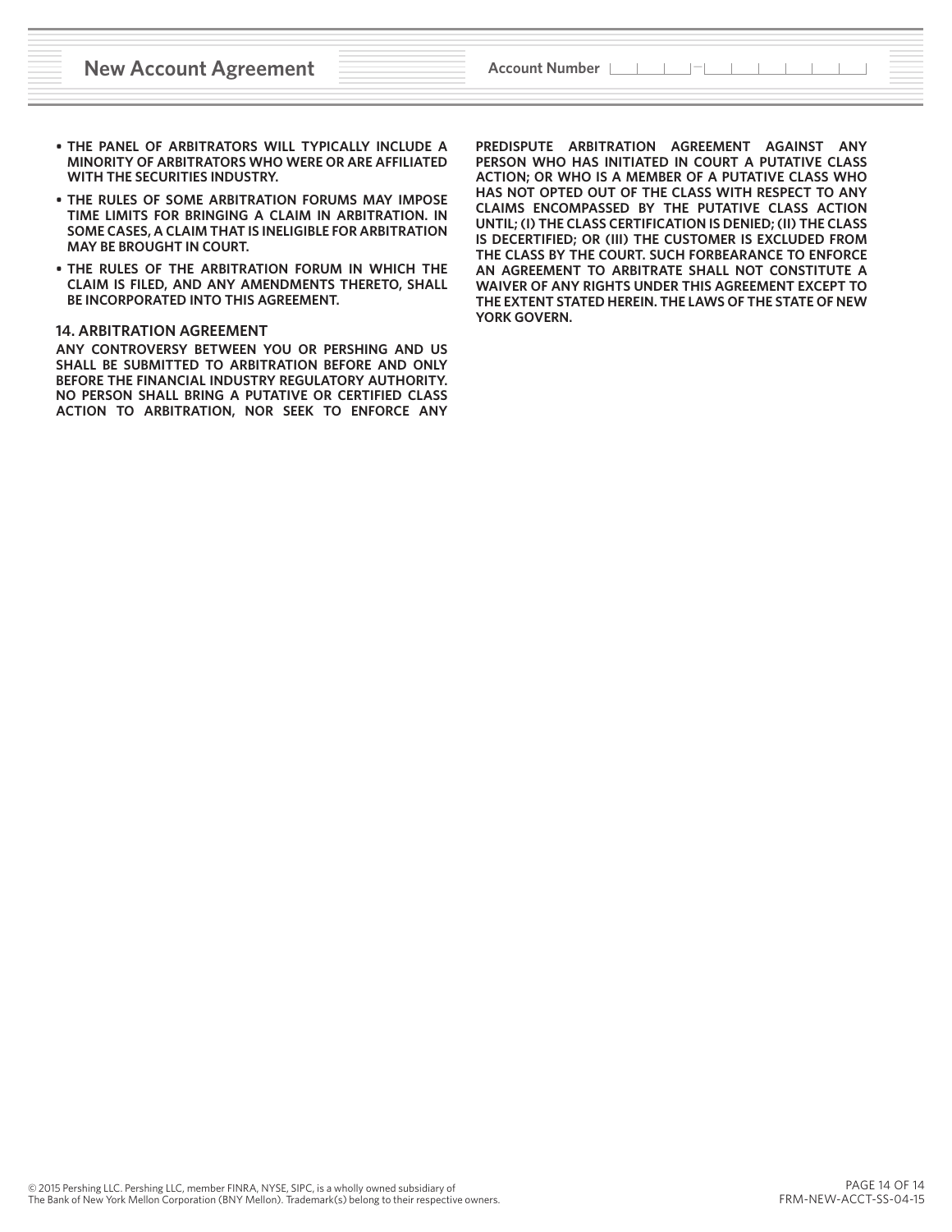- THE PANEL OF ARBITRATORS WILL TYPICALLY INCLUDE A MINORITY OF ARBITRATORS WHO WERE OR ARE AFFILIATED WITH THE SECURITIES INDUSTRY.
- THE RULES OF SOME ARBITRATION FORUMS MAY IMPOSE TIME LIMITS FOR BRINGING A CLAIM IN ARBITRATION. IN SOME CASES, A CLAIM THAT IS INELIGIBLE FOR ARBITRATION MAY BE BROUGHT IN COURT.
- THE RULES OF THE ARBITRATION FORUM IN WHICH THE CLAIM IS FILED, AND ANY AMENDMENTS THERETO, SHALL BE INCORPORATED INTO THIS AGREEMENT.

### 14. ARBITRATION AGREEMENT

**ANY CONTROVERSY BETWEEN YOU OR PERSHING AND US SHALL BE SUBMITTED TO ARBITRATION BEFORE AND ONLY BEFORE THE FINANCIAL INDUSTRY REGULATORY AUTHORITY. NO PERSON SHALL BRING A PUTATIVE OR CERTIFIED CLASS ACTION TO ARBITRATION, NOR SEEK TO ENFORCE ANY PREDISPUTE ARBITRATION AGREEMENT AGAINST ANY PERSON WHO HAS INITIATED IN COURT A PUTATIVE CLASS ACTION; OR WHO IS A MEMBER OF A PUTATIVE CLASS WHO HAS NOT OPTED OUT OF THE CLASS WITH RESPECT TO ANY CLAIMS ENCOMPASSED BY THE PUTATIVE CLASS ACTION UNTIL; (I) THE CLASS CERTIFICATION IS DENIED; (II) THE CLASS IS DECERTIFIED; OR (III) THE CUSTOMER IS EXCLUDED FROM THE CLASS BY THE COURT. SUCH FORBEARANCE TO ENFORCE AN AGREEMENT TO ARBITRATE SHALL NOT CONSTITUTE A WAIVER OF ANY RIGHTS UNDER THIS AGREEMENT EXCEPT TO THE EXTENT STATED HEREIN. THE LAWS OF THE STATE OF NEW YORK GOVERN.**